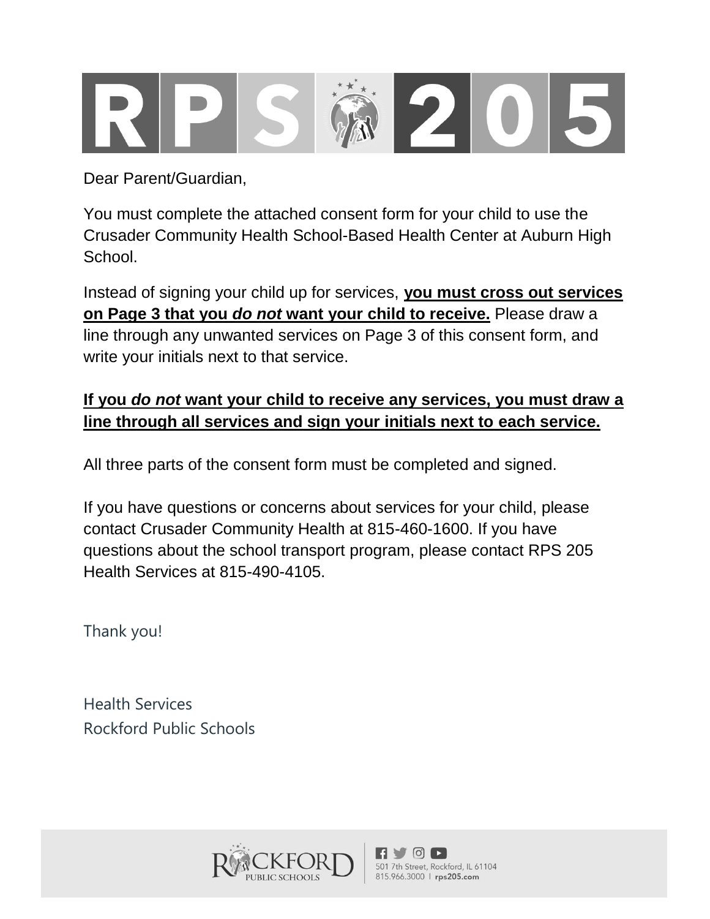RPS 205

Dear Parent/Guardian,

You must complete the attached consent form for your child to use the Crusader Community Health School-Based Health Center at Auburn High School.

Instead of signing your child up for services, **you must cross out services on Page 3 that you *do not* want your child to receive.** Please draw a line through any unwanted services on Page 3 of this consent form, and write your initials next to that service.

**If you *do not* want your child to receive any services, you must draw a line through all services and sign your initials next to each service.**

All three parts of the consent form must be completed and signed.

If you have questions or concerns about services for your child, please contact Crusader Community Health at 815-460-1600. If you have questions about the school transport program, please contact RPS 205 Health Services at 815-490-4105.

Thank you!

Health Services
Rockford Public Schools

ROCKFORD PUBLIC SCHOOLS

501 7th Street, Rockford, IL 61104
815.966.3000 | rps205.com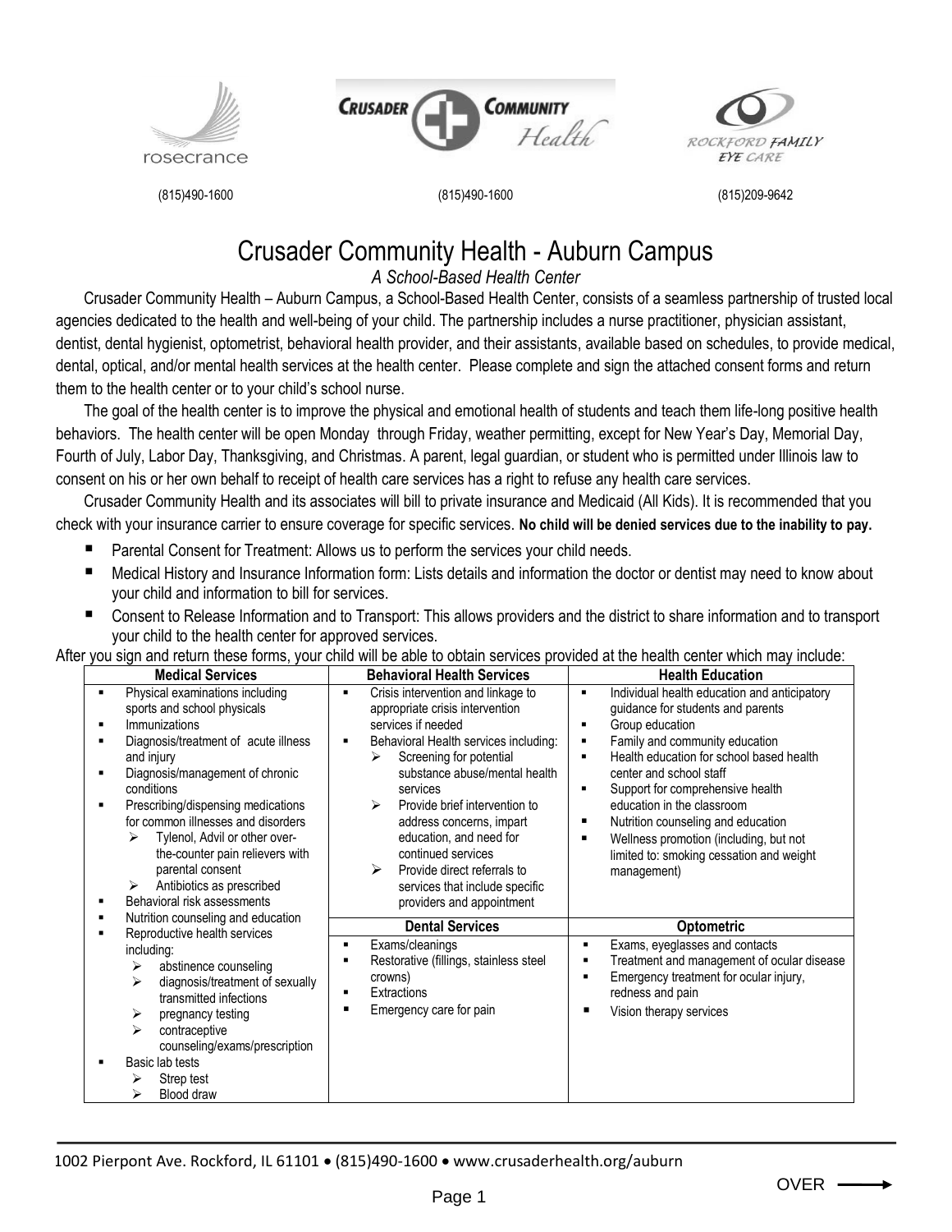rosecrance

(815)490-1600

Crusader Community Health

(815)490-1600

Rockford Family Eye Care

(815)209-9642

# Crusader Community Health - Auburn Campus

*A School-Based Health Center*

Crusader Community Health – Auburn Campus, a School-Based Health Center, consists of a seamless partnership of trusted local agencies dedicated to the health and well-being of your child. The partnership includes a nurse practitioner, physician assistant, dentist, dental hygienist, optometrist, behavioral health provider, and their assistants, available based on schedules, to provide medical, dental, optical, and/or mental health services at the health center. Please complete and sign the attached consent forms and return them to the health center or to your child's school nurse.

The goal of the health center is to improve the physical and emotional health of students and teach them life-long positive health behaviors. The health center will be open Monday through Friday, weather permitting, except for New Year's Day, Memorial Day, Fourth of July, Labor Day, Thanksgiving, and Christmas. A parent, legal guardian, or student who is permitted under Illinois law to consent on his or her own behalf to receipt of health care services has a right to refuse any health care services.

Crusader Community Health and its associates will bill to private insurance and Medicaid (All Kids). It is recommended that you check with your insurance carrier to ensure coverage for specific services. **No child will be denied services due to the inability to pay.**

- Parental Consent for Treatment: Allows us to perform the services your child needs.
- Medical History and Insurance Information form: Lists details and information the doctor or dentist may need to know about your child and information to bill for services.
- Consent to Release Information and to Transport: This allows providers and the district to share information and to transport your child to the health center for approved services.

After you sign and return these forms, your child will be able to obtain services provided at the health center which may include:

| Medical Services | Behavioral Health Services | Health Education |
|---|---|---|
| ▪ Physical examinations including sports and school physicals<br>▪ Immunizations<br>▪ Diagnosis/treatment of acute illness and injury<br>▪ Diagnosis/management of chronic conditions<br>▪ Prescribing/dispensing medications for common illnesses and disorders<br>➢ Tylenol, Advil or other over-the-counter pain relievers with parental consent<br>➢ Antibiotics as prescribed<br>▪ Behavioral risk assessments<br>▪ Nutrition counseling and education<br>▪ Reproductive health services including:<br>➢ abstinence counseling<br>➢ diagnosis/treatment of sexually transmitted infections<br>➢ pregnancy testing<br>➢ contraceptive counseling/exams/prescription<br>▪ Basic lab tests<br>➢ Strep test<br>➢ Blood draw | ▪ Crisis intervention and linkage to appropriate crisis intervention services if needed<br>▪ Behavioral Health services including:<br>➢ Screening for potential substance abuse/mental health services<br>➢ Provide brief intervention to address concerns, impart education, and need for continued services<br>➢ Provide direct referrals to services that include specific providers and appointment | ▪ Individual health education and anticipatory guidance for students and parents<br>▪ Group education<br>▪ Family and community education<br>▪ Health education for school based health center and school staff<br>▪ Support for comprehensive health education in the classroom<br>▪ Nutrition counseling and education<br>▪ Wellness promotion (including, but not limited to: smoking cessation and weight management) |
| | **Dental Services** | **Optometric** |
| | ▪ Exams/cleanings<br>▪ Restorative (fillings, stainless steel crowns)<br>▪ Extractions<br>▪ Emergency care for pain | ▪ Exams, eyeglasses and contacts<br>▪ Treatment and management of ocular disease<br>▪ Emergency treatment for ocular injury, redness and pain<br>▪ Vision therapy services |

1002 Pierpont Ave. Rockford, IL 61101 • (815)490-1600 • www.crusaderhealth.org/auburn

OVER →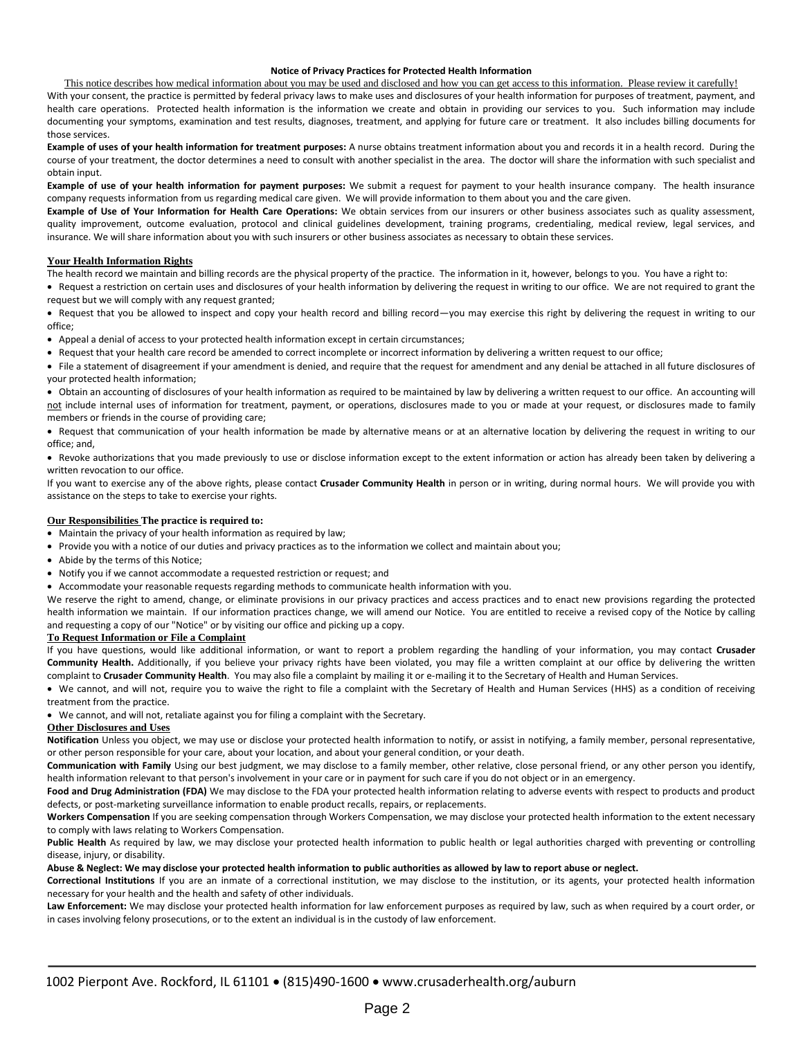## Notice of Privacy Practices for Protected Health Information

This notice describes how medical information about you may be used and disclosed and how you can get access to this information. Please review it carefully!

With your consent, the practice is permitted by federal privacy laws to make uses and disclosures of your health information for purposes of treatment, payment, and health care operations. Protected health information is the information we create and obtain in providing our services to you. Such information may include documenting your symptoms, examination and test results, diagnoses, treatment, and applying for future care or treatment. It also includes billing documents for those services.

**Example of uses of your health information for treatment purposes:** A nurse obtains treatment information about you and records it in a health record. During the course of your treatment, the doctor determines a need to consult with another specialist in the area. The doctor will share the information with such specialist and obtain input.

**Example of use of your health information for payment purposes:** We submit a request for payment to your health insurance company. The health insurance company requests information from us regarding medical care given. We will provide information to them about you and the care given.

**Example of Use of Your Information for Health Care Operations:** We obtain services from our insurers or other business associates such as quality assessment, quality improvement, outcome evaluation, protocol and clinical guidelines development, training programs, credentialing, medical review, legal services, and insurance. We will share information about you with such insurers or other business associates as necessary to obtain these services.

### Your Health Information Rights

The health record we maintain and billing records are the physical property of the practice. The information in it, however, belongs to you. You have a right to:

- Request a restriction on certain uses and disclosures of your health information by delivering the request in writing to our office. We are not required to grant the request but we will comply with any request granted;
- Request that you be allowed to inspect and copy your health record and billing record—you may exercise this right by delivering the request in writing to our office;
- Appeal a denial of access to your protected health information except in certain circumstances;
- Request that your health care record be amended to correct incomplete or incorrect information by delivering a written request to our office;
- File a statement of disagreement if your amendment is denied, and require that the request for amendment and any denial be attached in all future disclosures of your protected health information;
- Obtain an accounting of disclosures of your health information as required to be maintained by law by delivering a written request to our office. An accounting will not include internal uses of information for treatment, payment, or operations, disclosures made to you or made at your request, or disclosures made to family members or friends in the course of providing care;
- Request that communication of your health information be made by alternative means or at an alternative location by delivering the request in writing to our office; and,
- Revoke authorizations that you made previously to use or disclose information except to the extent information or action has already been taken by delivering a written revocation to our office.

If you want to exercise any of the above rights, please contact **Crusader Community Health** in person or in writing, during normal hours. We will provide you with assistance on the steps to take to exercise your rights.

### Our Responsibilities The practice is required to:

- Maintain the privacy of your health information as required by law;
- Provide you with a notice of our duties and privacy practices as to the information we collect and maintain about you;
- Abide by the terms of this Notice;
- Notify you if we cannot accommodate a requested restriction or request; and
- Accommodate your reasonable requests regarding methods to communicate health information with you.

We reserve the right to amend, change, or eliminate provisions in our privacy practices and access practices and to enact new provisions regarding the protected health information we maintain. If our information practices change, we will amend our Notice. You are entitled to receive a revised copy of the Notice by calling and requesting a copy of our "Notice" or by visiting our office and picking up a copy.

### To Request Information or File a Complaint

If you have questions, would like additional information, or want to report a problem regarding the handling of your information, you may contact **Crusader Community Health.** Additionally, if you believe your privacy rights have been violated, you may file a written complaint at our office by delivering the written complaint to **Crusader Community Health**. You may also file a complaint by mailing it or e-mailing it to the Secretary of Health and Human Services.

- We cannot, and will not, require you to waive the right to file a complaint with the Secretary of Health and Human Services (HHS) as a condition of receiving treatment from the practice.
- We cannot, and will not, retaliate against you for filing a complaint with the Secretary.

### Other Disclosures and Uses

**Notification** Unless you object, we may use or disclose your protected health information to notify, or assist in notifying, a family member, personal representative, or other person responsible for your care, about your location, and about your general condition, or your death.

**Communication with Family** Using our best judgment, we may disclose to a family member, other relative, close personal friend, or any other person you identify, health information relevant to that person's involvement in your care or in payment for such care if you do not object or in an emergency.

**Food and Drug Administration (FDA)** We may disclose to the FDA your protected health information relating to adverse events with respect to products and product defects, or post-marketing surveillance information to enable product recalls, repairs, or replacements.

**Workers Compensation** If you are seeking compensation through Workers Compensation, we may disclose your protected health information to the extent necessary to comply with laws relating to Workers Compensation.

**Public Health** As required by law, we may disclose your protected health information to public health or legal authorities charged with preventing or controlling disease, injury, or disability.

**Abuse & Neglect: We may disclose your protected health information to public authorities as allowed by law to report abuse or neglect.**

**Correctional Institutions** If you are an inmate of a correctional institution, we may disclose to the institution, or its agents, your protected health information necessary for your health and the health and safety of other individuals.

**Law Enforcement:** We may disclose your protected health information for law enforcement purposes as required by law, such as when required by a court order, or in cases involving felony prosecutions, or to the extent an individual is in the custody of law enforcement.

1002 Pierpont Ave. Rockford, IL 61101 • (815)490-1600 • www.crusaderhealth.org/auburn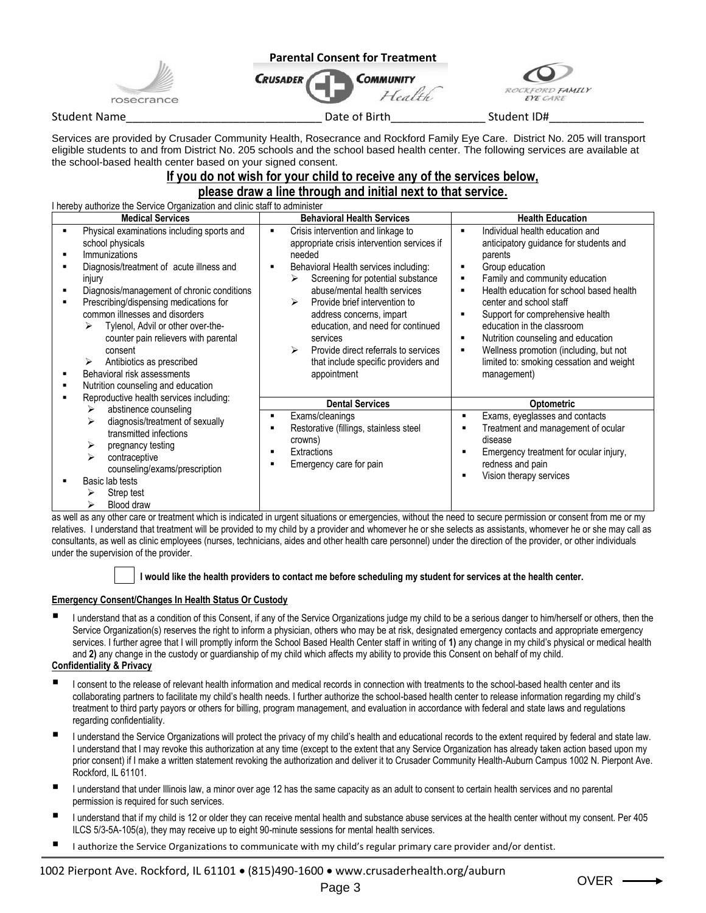# Parental Consent for Treatment

rosecrance | CRUSADER COMMUNITY Health | ROCKFORD FAMILY EYE CARE

Student Name_______________________________ Date of Birth_______________ Student ID#_______________

Services are provided by Crusader Community Health, Rosecrance and Rockford Family Eye Care. District No. 205 will transport eligible students to and from District No. 205 schools and the school based health center. The following services are available at the school-based health center based on your signed consent.

**If you do not wish for your child to receive any of the services below, please draw a line through and initial next to that service.**

I hereby authorize the Service Organization and clinic staff to administer

| Medical Services | Behavioral Health Services | Health Education |
|---|---|---|
| ▪ Physical examinations including sports and school physicals<br>▪ Immunizations<br>▪ Diagnosis/treatment of acute illness and injury<br>▪ Diagnosis/management of chronic conditions<br>▪ Prescribing/dispensing medications for common illnesses and disorders<br>➢ Tylenol, Advil or other over-the-counter pain relievers with parental consent<br>➢ Antibiotics as prescribed<br>▪ Behavioral risk assessments<br>▪ Nutrition counseling and education<br>▪ Reproductive health services including:<br>➢ abstinence counseling<br>➢ diagnosis/treatment of sexually transmitted infections<br>➢ pregnancy testing<br>➢ contraceptive counseling/exams/prescription<br>▪ Basic lab tests<br>➢ Strep test<br>➢ Blood draw | ▪ Crisis intervention and linkage to appropriate crisis intervention services if needed<br>▪ Behavioral Health services including:<br>➢ Screening for potential substance abuse/mental health services<br>➢ Provide brief intervention to address concerns, impart education, and need for continued services<br>➢ Provide direct referrals to services that include specific providers and appointment<br><br>**Dental Services**<br>▪ Exams/cleanings<br>▪ Restorative (fillings, stainless steel crowns)<br>▪ Extractions<br>▪ Emergency care for pain | ▪ Individual health education and anticipatory guidance for students and parents<br>▪ Group education<br>▪ Family and community education<br>▪ Health education for school based health center and school staff<br>▪ Support for comprehensive health education in the classroom<br>▪ Nutrition counseling and education<br>▪ Wellness promotion (including, but not limited to: smoking cessation and weight management)<br><br>**Optometric**<br>▪ Exams, eyeglasses and contacts<br>▪ Treatment and management of ocular disease<br>▪ Emergency treatment for ocular injury, redness and pain<br>▪ Vision therapy services |

as well as any other care or treatment which is indicated in urgent situations or emergencies, without the need to secure permission or consent from me or my relatives. I understand that treatment will be provided to my child by a provider and whomever he or she selects as assistants, whomever he or she may call as consultants, as well as clinic employees (nurses, technicians, aides and other health care personnel) under the direction of the provider, or other individuals under the supervision of the provider.

☐ **I would like the health providers to contact me before scheduling my student for services at the health center.**

**Emergency Consent/Changes In Health Status Or Custody**

- I understand that as a condition of this Consent, if any of the Service Organizations judge my child to be a serious danger to him/herself or others, then the Service Organization(s) reserves the right to inform a physician, others who may be at risk, designated emergency contacts and appropriate emergency services. I further agree that I will promptly inform the School Based Health Center staff in writing of **1)** any change in my child's physical or medical health and **2)** any change in the custody or guardianship of my child which affects my ability to provide this Consent on behalf of my child.

**Confidentiality & Privacy**

- I consent to the release of relevant health information and medical records in connection with treatments to the school-based health center and its collaborating partners to facilitate my child's health needs. I further authorize the school-based health center to release information regarding my child's treatment to third party payors or others for billing, program management, and evaluation in accordance with federal and state laws and regulations regarding confidentiality.
- I understand the Service Organizations will protect the privacy of my child's health and educational records to the extent required by federal and state law. I understand that I may revoke this authorization at any time (except to the extent that any Service Organization has already taken action based upon my prior consent) if I make a written statement revoking the authorization and deliver it to Crusader Community Health-Auburn Campus 1002 N. Pierpont Ave. Rockford, IL 61101.
- I understand that under Illinois law, a minor over age 12 has the same capacity as an adult to consent to certain health services and no parental permission is required for such services.
- I understand that if my child is 12 or older they can receive mental health and substance abuse services at the health center without my consent. Per 405 ILCS 5/3-5A-105(a), they may receive up to eight 90-minute sessions for mental health services.
- I authorize the Service Organizations to communicate with my child's regular primary care provider and/or dentist.

1002 Pierpont Ave. Rockford, IL 61101 • (815)490-1600 • www.crusaderhealth.org/auburn

OVER →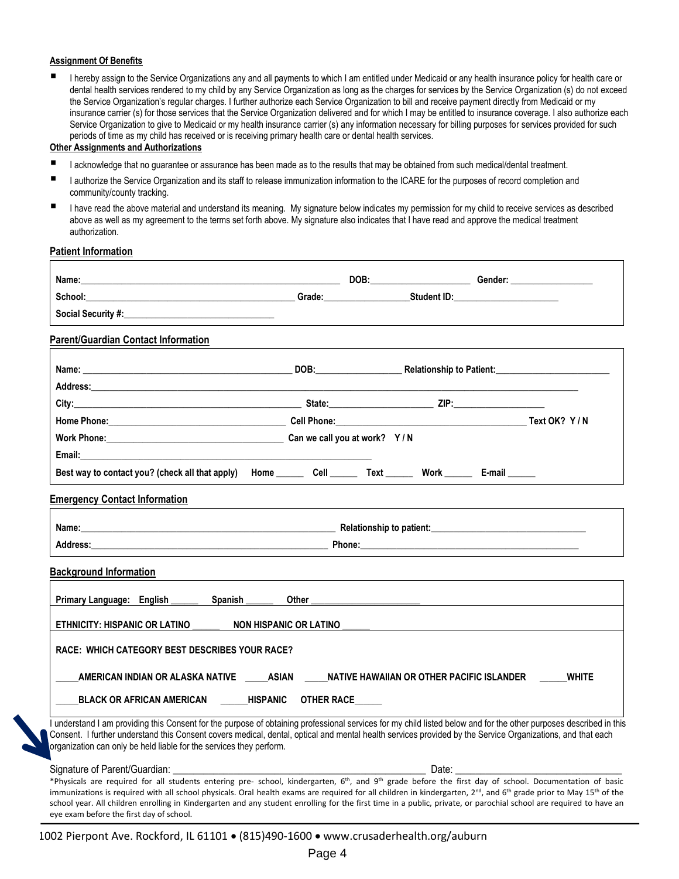**Assignment Of Benefits**

- I hereby assign to the Service Organizations any and all payments to which I am entitled under Medicaid or any health insurance policy for health care or dental health services rendered to my child by any Service Organization as long as the charges for services by the Service Organization (s) do not exceed the Service Organization's regular charges. I further authorize each Service Organization to bill and receive payment directly from Medicaid or my insurance carrier (s) for those services that the Service Organization delivered and for which I may be entitled to insurance coverage. I also authorize each Service Organization to give to Medicaid or my health insurance carrier (s) any information necessary for billing purposes for services provided for such periods of time as my child has received or is receiving primary health care or dental health services.

**Other Assignments and Authorizations**

- I acknowledge that no guarantee or assurance has been made as to the results that may be obtained from such medical/dental treatment.
- I authorize the Service Organization and its staff to release immunization information to the ICARE for the purposes of record completion and community/county tracking.
- I have read the above material and understand its meaning. My signature below indicates my permission for my child to receive services as described above as well as my agreement to the terms set forth above. My signature also indicates that I have read and approve the medical treatment authorization.

**Patient Information**

**Name:**\_\_\_\_\_\_\_\_\_\_\_\_\_\_\_\_\_\_\_\_ **DOB:**\_\_\_\_\_\_\_\_\_\_ **Gender:** \_\_\_\_\_\_\_\_\_\_

**School:**\_\_\_\_\_\_\_\_\_\_\_\_\_\_\_\_\_\_\_\_ **Grade:**\_\_\_\_\_\_\_\_\_\_ **Student ID:**\_\_\_\_\_\_\_\_\_\_

**Social Security #:**\_\_\_\_\_\_\_\_\_\_\_\_\_\_\_\_\_\_\_\_

**Parent/Guardian Contact Information**

**Name:** \_\_\_\_\_\_\_\_\_\_\_\_\_\_\_\_\_\_\_\_ **DOB:**\_\_\_\_\_\_\_\_\_\_ **Relationship to Patient:**\_\_\_\_\_\_\_\_\_\_

**Address:**\_\_\_\_\_\_\_\_\_\_\_\_\_\_\_\_\_\_\_\_

**City:**\_\_\_\_\_\_\_\_\_\_\_\_\_\_\_\_\_\_\_\_ **State:**\_\_\_\_\_\_\_\_\_\_ **ZIP:**\_\_\_\_\_\_\_\_\_\_

**Home Phone:**\_\_\_\_\_\_\_\_\_\_\_\_\_\_\_\_\_\_\_\_ **Cell Phone:**\_\_\_\_\_\_\_\_\_\_\_\_\_\_\_\_\_\_\_\_ **Text OK? Y / N**

**Work Phone:**\_\_\_\_\_\_\_\_\_\_\_\_\_\_\_\_\_\_\_\_ **Can we call you at work? Y / N**

**Email:**\_\_\_\_\_\_\_\_\_\_\_\_\_\_\_\_\_\_\_\_

**Best way to contact you? (check all that apply)** **Home** \_\_\_\_\_\_ **Cell** \_\_\_\_\_\_ **Text** \_\_\_\_\_\_ **Work** \_\_\_\_\_\_ **E-mail** \_\_\_\_\_\_

**Emergency Contact Information**

**Name:**\_\_\_\_\_\_\_\_\_\_\_\_\_\_\_\_\_\_\_\_ **Relationship to patient:**\_\_\_\_\_\_\_\_\_\_\_\_\_\_\_\_\_\_\_\_

**Address:**\_\_\_\_\_\_\_\_\_\_\_\_\_\_\_\_\_\_\_\_ **Phone:**\_\_\_\_\_\_\_\_\_\_\_\_\_\_\_\_\_\_\_\_

**Background Information**

**Primary Language: English** \_\_\_\_\_\_ **Spanish** \_\_\_\_\_\_ **Other** \_\_\_\_\_\_\_\_\_\_\_\_\_\_\_\_\_\_\_\_

**ETHNICITY: HISPANIC OR LATINO** \_\_\_\_\_\_ **NON HISPANIC OR LATINO** \_\_\_\_\_\_

**RACE: WHICH CATEGORY BEST DESCRIBES YOUR RACE?**

\_\_\_\_\_**AMERICAN INDIAN OR ALASKA NATIVE** \_\_\_\_\_**ASIAN** \_\_\_\_\_**NATIVE HAWAIIAN OR OTHER PACIFIC ISLANDER** \_\_\_\_\_\_**WHITE**

\_\_\_\_\_**BLACK OR AFRICAN AMERICAN** \_\_\_\_\_\_**HISPANIC** **OTHER RACE**\_\_\_\_\_\_

I understand I am providing this Consent for the purpose of obtaining professional services for my child listed below and for the other purposes described in this Consent. I further understand this Consent covers medical, dental, optical and mental health services provided by the Service Organizations, and that each organization can only be held liable for the services they perform.

Signature of Parent/Guardian: \_\_\_\_\_\_\_\_\_\_\_\_\_\_\_\_\_\_\_\_\_\_\_\_\_\_\_\_\_\_\_\_\_\_\_\_\_\_\_\_ Date: \_\_\_\_\_\_\_\_\_\_\_\_\_\_\_\_\_\_\_\_

*Physicals are required for all students entering pre- school, kindergarten, 6th, and 9th grade before the first day of school. Documentation of basic immunizations is required with all school physicals. Oral health exams are required for all children in kindergarten, 2nd, and 6th grade prior to May 15th of the school year. All children enrolling in Kindergarten and any student enrolling for the first time in a public, private, or parochial school are required to have an eye exam before the first day of school.

1002 Pierpont Ave. Rockford, IL 61101 • (815)490-1600 • www.crusaderhealth.org/auburn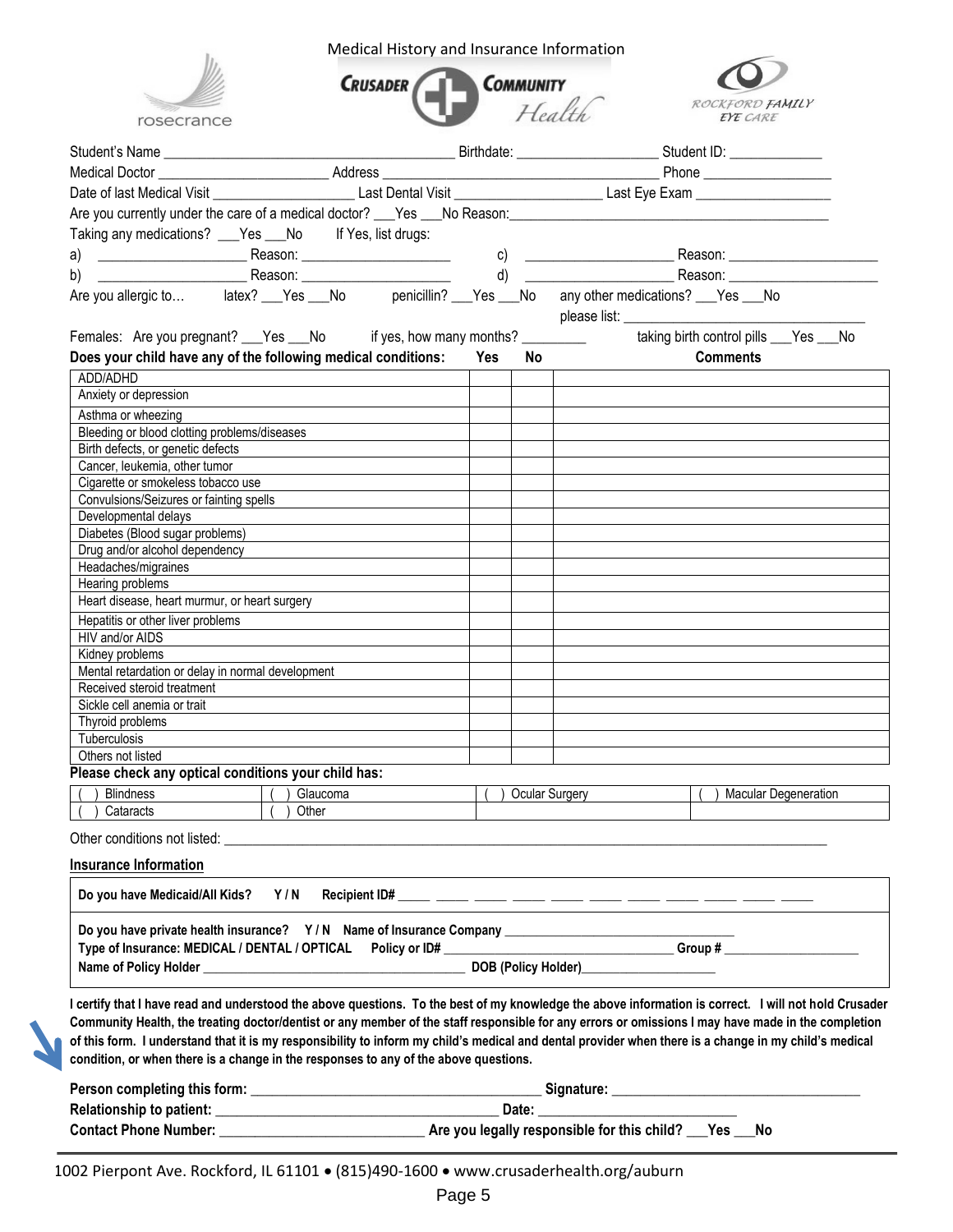Medical History and Insurance Information

rosecrance

CRUSADER COMMUNITY Health

ROCKFORD FAMILY EYE CARE

Student's Name ________________________________ Birthdate: ________________ Student ID: ____________

Medical Doctor ____________________ Address __________________________________ Phone ________________

Date of last Medical Visit __________________ Last Dental Visit __________________ Last Eye Exam ________________

Are you currently under the care of a medical doctor? ___Yes ___No Reason:______________________________________

Taking any medications? ___Yes ___No If Yes, list drugs:

a) ___________________ Reason: __________________ c) ___________________ Reason: __________________

b) ___________________ Reason: __________________ d) ___________________ Reason: __________________

Are you allergic to… latex? ___Yes ___No penicillin? ___Yes ___No any other medications? ___Yes ___No please list: ______________________________

Females: Are you pregnant? ___Yes ___No if yes, how many months? ________ taking birth control pills ___Yes ___No

| Does your child have any of the following medical conditions: | Yes | No | Comments |
|---|---|---|---|
| ADD/ADHD | | | |
| Anxiety or depression | | | |
| Asthma or wheezing | | | |
| Bleeding or blood clotting problems/diseases | | | |
| Birth defects, or genetic defects | | | |
| Cancer, leukemia, other tumor | | | |
| Cigarette or smokeless tobacco use | | | |
| Convulsions/Seizures or fainting spells | | | |
| Developmental delays | | | |
| Diabetes (Blood sugar problems) | | | |
| Drug and/or alcohol dependency | | | |
| Headaches/migraines | | | |
| Hearing problems | | | |
| Heart disease, heart murmur, or heart surgery | | | |
| Hepatitis or other liver problems | | | |
| HIV and/or AIDS | | | |
| Kidney problems | | | |
| Mental retardation or delay in normal development | | | |
| Received steroid treatment | | | |
| Sickle cell anemia or trait | | | |
| Thyroid problems | | | |
| Tuberculosis | | | |
| Others not listed | | | |

**Please check any optical conditions your child has:**

| | | | |
|---|---|---|---|
| ( ) Blindness | ( ) Glaucoma | ( ) Ocular Surgery | ( ) Macular Degeneration |
| ( ) Cataracts | ( ) Other | | |

Other conditions not listed: ________________________________________________________________

## Insurance Information

**Do you have Medicaid/All Kids? Y / N Recipient ID#** ____ ____ ____ ____ ____ ____ ____ ____ ____ ____ ____ ____

**Do you have private health insurance? Y / N Name of Insurance Company** ______________________________

**Type of Insurance: MEDICAL / DENTAL / OPTICAL Policy or ID#** ______________________________ **Group #** __________________

**Name of Policy Holder** ____________________________________ **DOB (Policy Holder)**__________________

**I certify that I have read and understood the above questions. To the best of my knowledge the above information is correct. I will not hold Crusader Community Health, the treating doctor/dentist or any member of the staff responsible for any errors or omissions I may have made in the completion of this form. I understand that it is my responsibility to inform my child's medical and dental provider when there is a change in my child's medical condition, or when there is a change in the responses to any of the above questions.**

**Person completing this form:** ____________________________________ **Signature:** ______________________________

**Relationship to patient:** ____________________________________ **Date:** ______________________

**Contact Phone Number:** ________________________ **Are you legally responsible for this child? ___Yes ___No**

1002 Pierpont Ave. Rockford, IL 61101 • (815)490-1600 • www.crusaderhealth.org/auburn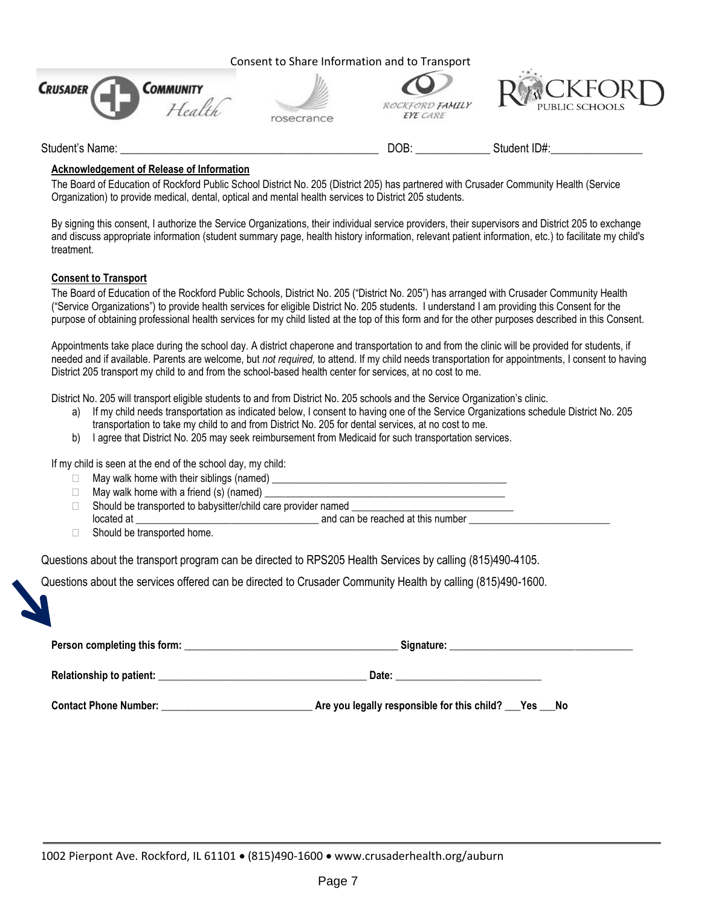Consent to Share Information and to Transport

CRUSADER COMMUNITY Health rosecrance ROCKFORD FAMILY EYE CARE ROCKFORD PUBLIC SCHOOLS

Student's Name: _____________________________________________ DOB: _____________ Student ID#:________________

**Acknowledgement of Release of Information**

The Board of Education of Rockford Public School District No. 205 (District 205) has partnered with Crusader Community Health (Service Organization) to provide medical, dental, optical and mental health services to District 205 students.

By signing this consent, I authorize the Service Organizations, their individual service providers, their supervisors and District 205 to exchange and discuss appropriate information (student summary page, health history information, relevant patient information, etc.) to facilitate my child's treatment.

**Consent to Transport**

The Board of Education of the Rockford Public Schools, District No. 205 ("District No. 205") has arranged with Crusader Community Health ("Service Organizations") to provide health services for eligible District No. 205 students. I understand I am providing this Consent for the purpose of obtaining professional health services for my child listed at the top of this form and for the other purposes described in this Consent.

Appointments take place during the school day. A district chaperone and transportation to and from the clinic will be provided for students, if needed and if available. Parents are welcome, but *not required,* to attend. If my child needs transportation for appointments, I consent to having District 205 transport my child to and from the school-based health center for services, at no cost to me.

District No. 205 will transport eligible students to and from District No. 205 schools and the Service Organization's clinic.

a) If my child needs transportation as indicated below, I consent to having one of the Service Organizations schedule District No. 205 transportation to take my child to and from District No. 205 for dental services, at no cost to me.
b) I agree that District No. 205 may seek reimbursement from Medicaid for such transportation services.

If my child is seen at the end of the school day, my child:

- ☐ May walk home with their siblings (named) _____________________________________________
- ☐ May walk home with a friend (s) (named) _____________________________________________
- ☐ Should be transported to babysitter/child care provider named ______________________________ located at ___________________________________ and can be reached at this number ___________________________
- ☐ Should be transported home.

Questions about the transport program can be directed to RPS205 Health Services by calling (815)490-4105.

Questions about the services offered can be directed to Crusader Community Health by calling (815)490-1600.

**Person completing this form:** ________________________________________ **Signature:** ___________________________________

**Relationship to patient:** _______________________________________ **Date:** ____________________________

**Contact Phone Number:** ____________________________ **Are you legally responsible for this child? ___Yes ___No**

1002 Pierpont Ave. Rockford, IL 61101 • (815)490-1600 • www.crusaderhealth.org/auburn